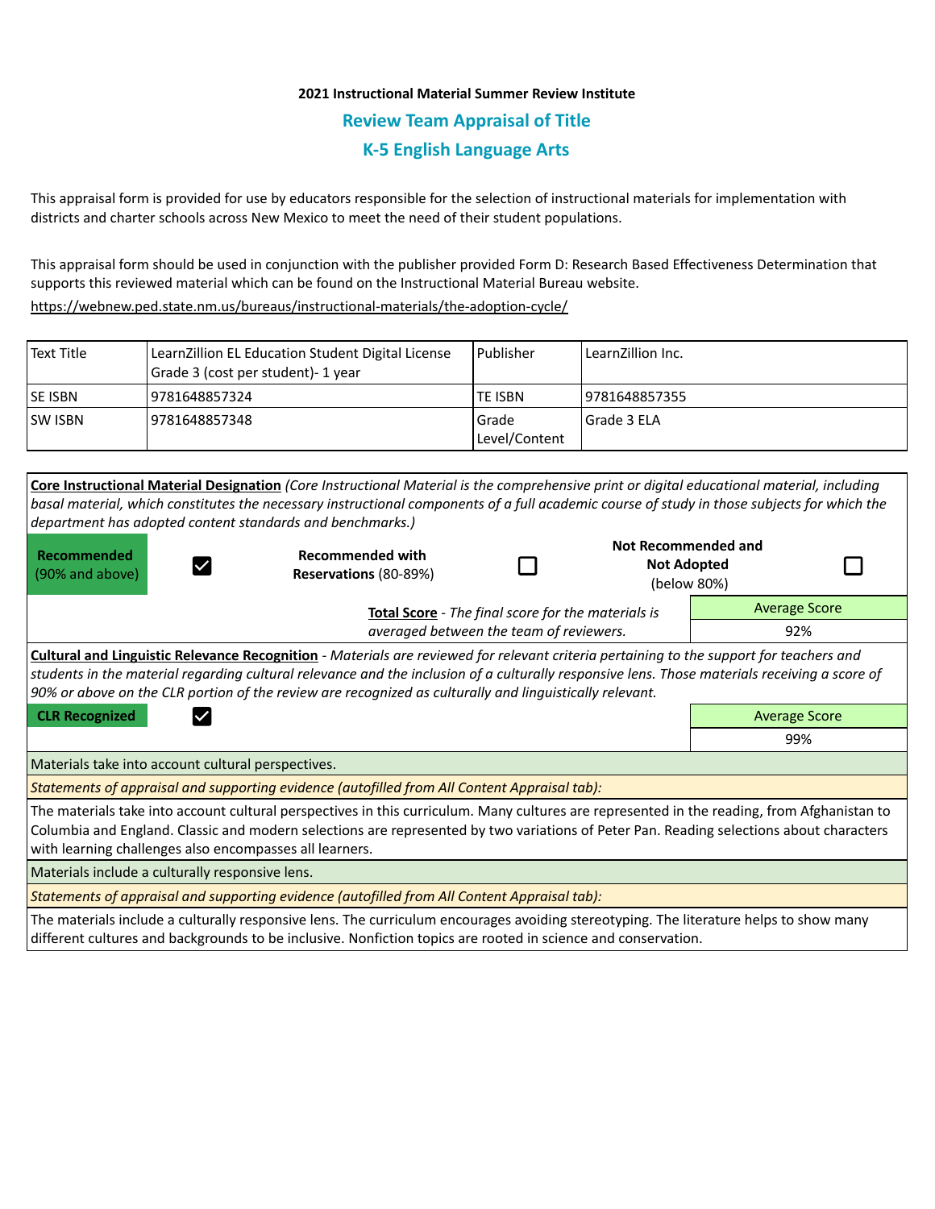**2021 Instructional Material Summer Review Institute**

## Review Team Appraisal of Title

## K-5 English Language Arts

This appraisal form is provided for use by educators responsible for the selection of instructional materials for implementation with districts and charter schools across New Mexico to meet the need of their student populations.

This appraisal form should be used in conjunction with the publisher provided Form D: Research Based Effectiveness Determination that supports this reviewed material which can be found on the Instructional Material Bureau website.

https://webnew.ped.state.nm.us/bureaus/instructional-materials/the-adoption-cycle/

| Text Title | LearnZillion EL Education Student Digital License Grade 3 (cost per student)- 1 year | Publisher | LearnZillion Inc. |
|---|---|---|---|
| SE ISBN | 9781648857324 | TE ISBN | 9781648857355 |
| SW ISBN | 9781648857348 | Grade Level/Content | Grade 3 ELA |

**Core Instructional Material Designation** *(Core Instructional Material is the comprehensive print or digital educational material, including basal material, which constitutes the necessary instructional components of a full academic course of study in those subjects for which the department has adopted content standards and benchmarks.)*

| Recommended (90% and above) | ☑ | Recommended with Reservations (80-89%) | ☐ | Not Recommended and Not Adopted (below 80%) | ☐ |
|---|---|---|---|---|---|

**Total Score** - *The final score for the materials is averaged between the team of reviewers.*

| Average Score |
|---|
| 92% |

**Cultural and Linguistic Relevance Recognition** - *Materials are reviewed for relevant criteria pertaining to the support for teachers and students in the material regarding cultural relevance and the inclusion of a culturally responsive lens. Those materials receiving a score of 90% or above on the CLR portion of the review are recognized as culturally and linguistically relevant.*

**CLR Recognized** ☑

| Average Score |
|---|
| 99% |

Materials take into account cultural perspectives.

*Statements of appraisal and supporting evidence (autofilled from All Content Appraisal tab):*

The materials take into account cultural perspectives in this curriculum. Many cultures are represented in the reading, from Afghanistan to Columbia and England. Classic and modern selections are represented by two variations of Peter Pan. Reading selections about characters with learning challenges also encompasses all learners.

Materials include a culturally responsive lens.

*Statements of appraisal and supporting evidence (autofilled from All Content Appraisal tab):*

The materials include a culturally responsive lens. The curriculum encourages avoiding stereotyping. The literature helps to show many different cultures and backgrounds to be inclusive. Nonfiction topics are rooted in science and conservation.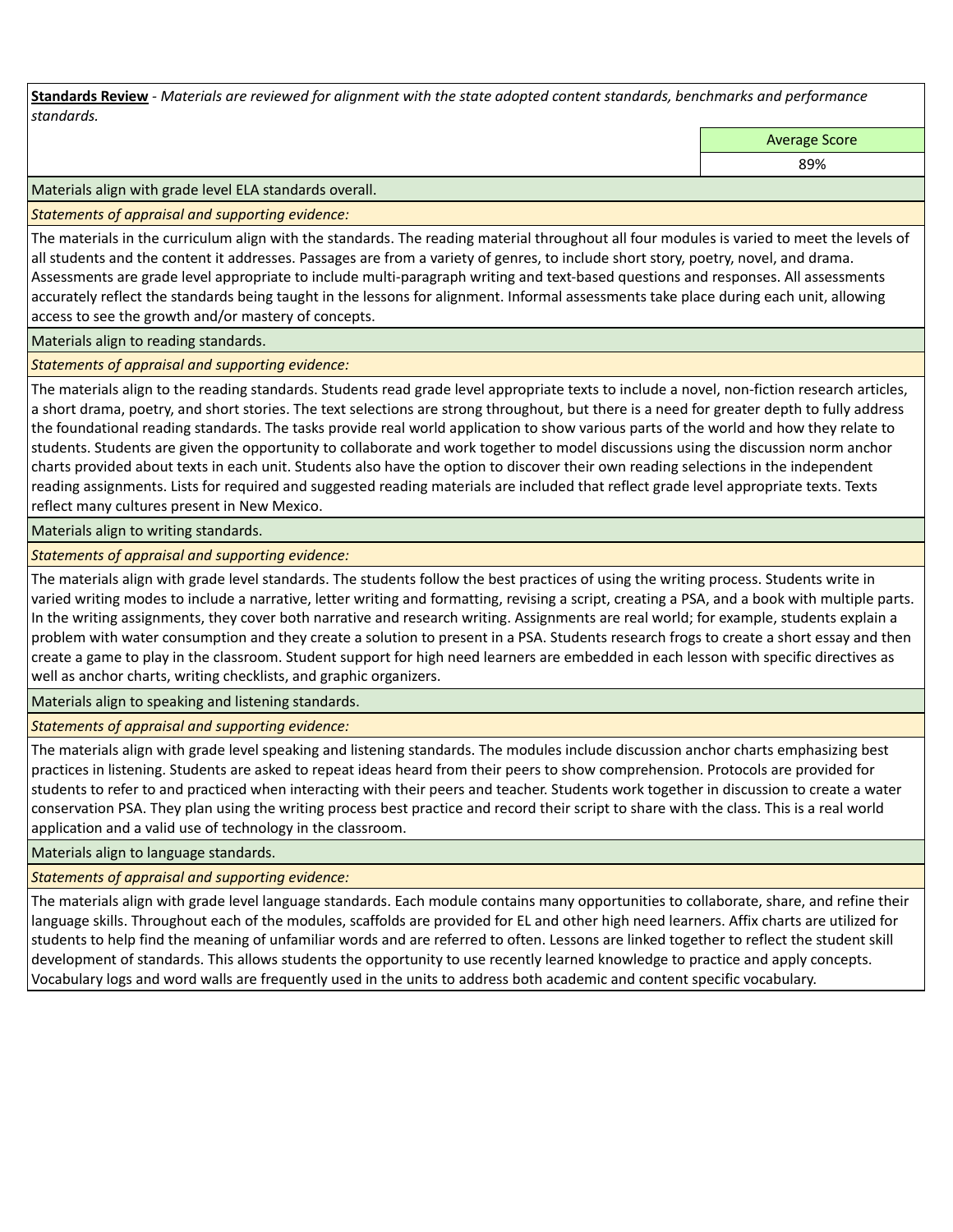**Standards Review** - *Materials are reviewed for alignment with the state adopted content standards, benchmarks and performance standards.*

| Average Score |
|---|
| 89% |

Materials align with grade level ELA standards overall.

*Statements of appraisal and supporting evidence:*

The materials in the curriculum align with the standards. The reading material throughout all four modules is varied to meet the levels of all students and the content it addresses. Passages are from a variety of genres, to include short story, poetry, novel, and drama. Assessments are grade level appropriate to include multi-paragraph writing and text-based questions and responses. All assessments accurately reflect the standards being taught in the lessons for alignment. Informal assessments take place during each unit, allowing access to see the growth and/or mastery of concepts.

Materials align to reading standards.

*Statements of appraisal and supporting evidence:*

The materials align to the reading standards. Students read grade level appropriate texts to include a novel, non-fiction research articles, a short drama, poetry, and short stories. The text selections are strong throughout, but there is a need for greater depth to fully address the foundational reading standards. The tasks provide real world application to show various parts of the world and how they relate to students. Students are given the opportunity to collaborate and work together to model discussions using the discussion norm anchor charts provided about texts in each unit. Students also have the option to discover their own reading selections in the independent reading assignments. Lists for required and suggested reading materials are included that reflect grade level appropriate texts. Texts reflect many cultures present in New Mexico.

Materials align to writing standards.

*Statements of appraisal and supporting evidence:*

The materials align with grade level standards. The students follow the best practices of using the writing process. Students write in varied writing modes to include a narrative, letter writing and formatting, revising a script, creating a PSA, and a book with multiple parts. In the writing assignments, they cover both narrative and research writing. Assignments are real world; for example, students explain a problem with water consumption and they create a solution to present in a PSA. Students research frogs to create a short essay and then create a game to play in the classroom. Student support for high need learners are embedded in each lesson with specific directives as well as anchor charts, writing checklists, and graphic organizers.

Materials align to speaking and listening standards.

*Statements of appraisal and supporting evidence:*

The materials align with grade level speaking and listening standards. The modules include discussion anchor charts emphasizing best practices in listening. Students are asked to repeat ideas heard from their peers to show comprehension. Protocols are provided for students to refer to and practiced when interacting with their peers and teacher. Students work together in discussion to create a water conservation PSA. They plan using the writing process best practice and record their script to share with the class. This is a real world application and a valid use of technology in the classroom.

Materials align to language standards.

*Statements of appraisal and supporting evidence:*

The materials align with grade level language standards. Each module contains many opportunities to collaborate, share, and refine their language skills. Throughout each of the modules, scaffolds are provided for EL and other high need learners. Affix charts are utilized for students to help find the meaning of unfamiliar words and are referred to often. Lessons are linked together to reflect the student skill development of standards. This allows students the opportunity to use recently learned knowledge to practice and apply concepts. Vocabulary logs and word walls are frequently used in the units to address both academic and content specific vocabulary.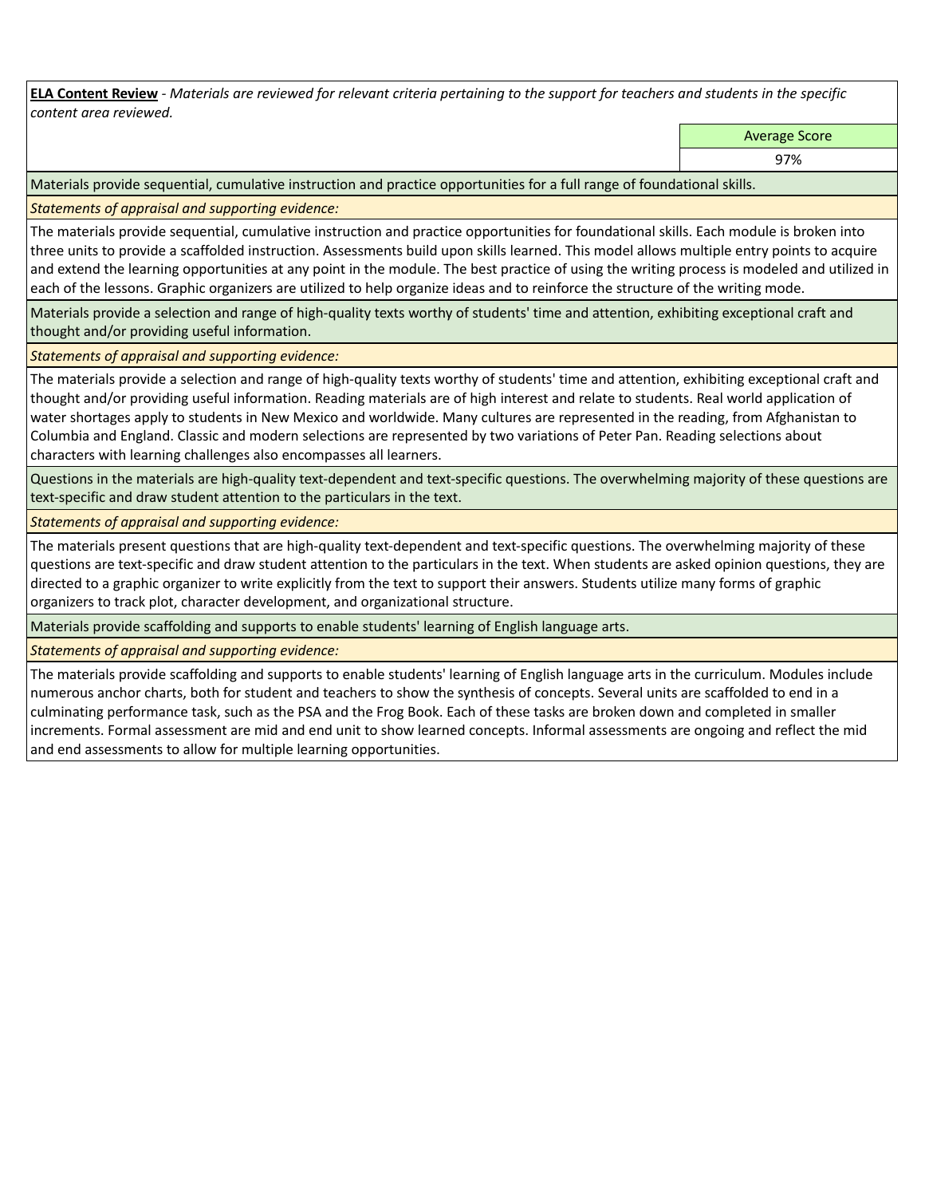**ELA Content Review** - *Materials are reviewed for relevant criteria pertaining to the support for teachers and students in the specific content area reviewed.*

| | Average Score |
|---|---|
| | 97% |

Materials provide sequential, cumulative instruction and practice opportunities for a full range of foundational skills.

*Statements of appraisal and supporting evidence:*

The materials provide sequential, cumulative instruction and practice opportunities for foundational skills. Each module is broken into three units to provide a scaffolded instruction. Assessments build upon skills learned. This model allows multiple entry points to acquire and extend the learning opportunities at any point in the module. The best practice of using the writing process is modeled and utilized in each of the lessons. Graphic organizers are utilized to help organize ideas and to reinforce the structure of the writing mode.

Materials provide a selection and range of high-quality texts worthy of students' time and attention, exhibiting exceptional craft and thought and/or providing useful information.

*Statements of appraisal and supporting evidence:*

The materials provide a selection and range of high-quality texts worthy of students' time and attention, exhibiting exceptional craft and thought and/or providing useful information. Reading materials are of high interest and relate to students. Real world application of water shortages apply to students in New Mexico and worldwide. Many cultures are represented in the reading, from Afghanistan to Columbia and England. Classic and modern selections are represented by two variations of Peter Pan. Reading selections about characters with learning challenges also encompasses all learners.

Questions in the materials are high-quality text-dependent and text-specific questions. The overwhelming majority of these questions are text-specific and draw student attention to the particulars in the text.

*Statements of appraisal and supporting evidence:*

The materials present questions that are high-quality text-dependent and text-specific questions. The overwhelming majority of these questions are text-specific and draw student attention to the particulars in the text. When students are asked opinion questions, they are directed to a graphic organizer to write explicitly from the text to support their answers. Students utilize many forms of graphic organizers to track plot, character development, and organizational structure.

Materials provide scaffolding and supports to enable students' learning of English language arts.

*Statements of appraisal and supporting evidence:*

The materials provide scaffolding and supports to enable students' learning of English language arts in the curriculum. Modules include numerous anchor charts, both for student and teachers to show the synthesis of concepts. Several units are scaffolded to end in a culminating performance task, such as the PSA and the Frog Book. Each of these tasks are broken down and completed in smaller increments. Formal assessment are mid and end unit to show learned concepts. Informal assessments are ongoing and reflect the mid and end assessments to allow for multiple learning opportunities.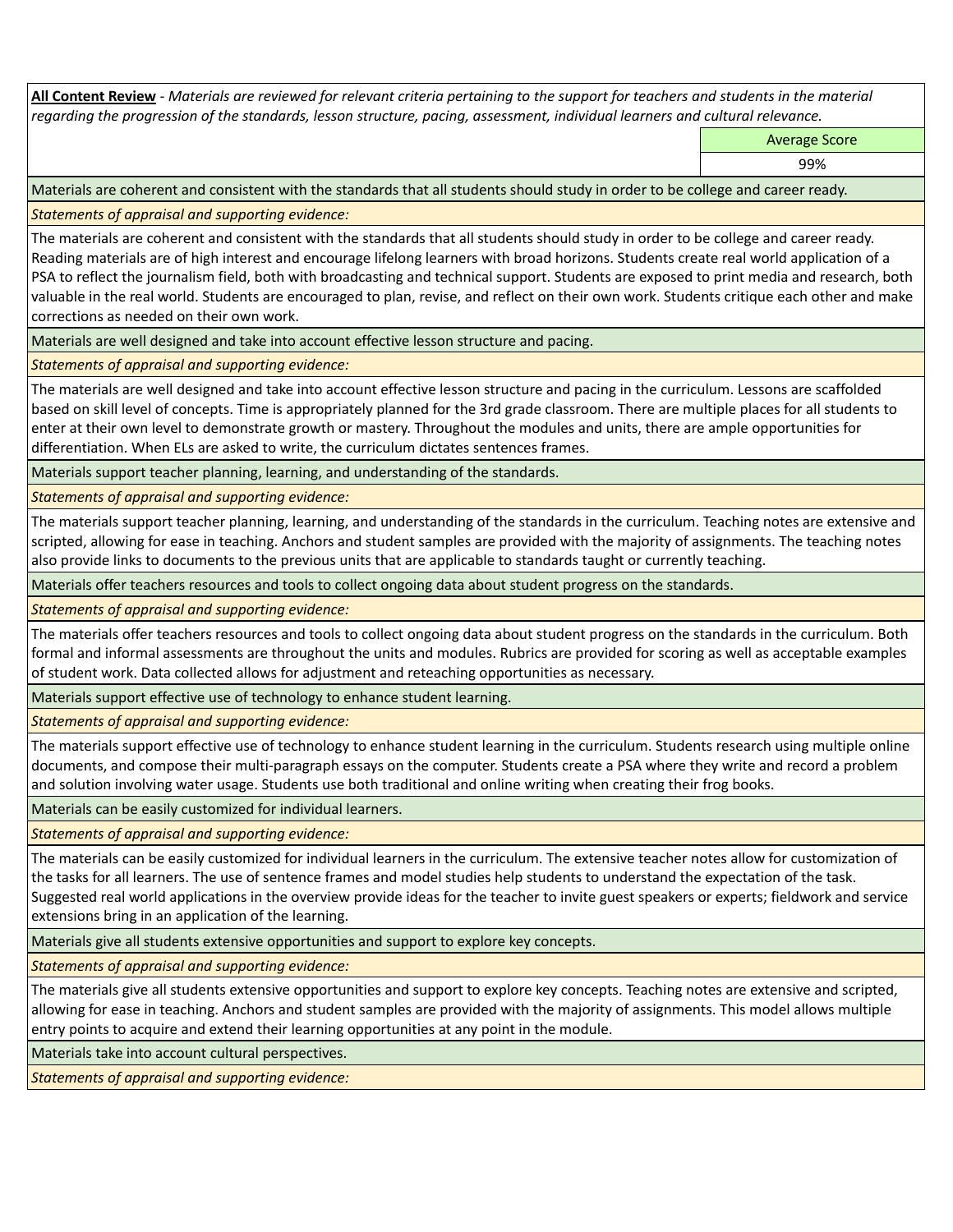**All Content Review** - *Materials are reviewed for relevant criteria pertaining to the support for teachers and students in the material regarding the progression of the standards, lesson structure, pacing, assessment, individual learners and cultural relevance.*

| Average Score |
| --- |
| 99% |

Materials are coherent and consistent with the standards that all students should study in order to be college and career ready.

*Statements of appraisal and supporting evidence:*

The materials are coherent and consistent with the standards that all students should study in order to be college and career ready. Reading materials are of high interest and encourage lifelong learners with broad horizons. Students create real world application of a PSA to reflect the journalism field, both with broadcasting and technical support. Students are exposed to print media and research, both valuable in the real world. Students are encouraged to plan, revise, and reflect on their own work. Students critique each other and make corrections as needed on their own work.

Materials are well designed and take into account effective lesson structure and pacing.

*Statements of appraisal and supporting evidence:*

The materials are well designed and take into account effective lesson structure and pacing in the curriculum. Lessons are scaffolded based on skill level of concepts. Time is appropriately planned for the 3rd grade classroom. There are multiple places for all students to enter at their own level to demonstrate growth or mastery. Throughout the modules and units, there are ample opportunities for differentiation. When ELs are asked to write, the curriculum dictates sentences frames.

Materials support teacher planning, learning, and understanding of the standards.

*Statements of appraisal and supporting evidence:*

The materials support teacher planning, learning, and understanding of the standards in the curriculum. Teaching notes are extensive and scripted, allowing for ease in teaching. Anchors and student samples are provided with the majority of assignments. The teaching notes also provide links to documents to the previous units that are applicable to standards taught or currently teaching.

Materials offer teachers resources and tools to collect ongoing data about student progress on the standards.

*Statements of appraisal and supporting evidence:*

The materials offer teachers resources and tools to collect ongoing data about student progress on the standards in the curriculum. Both formal and informal assessments are throughout the units and modules. Rubrics are provided for scoring as well as acceptable examples of student work. Data collected allows for adjustment and reteaching opportunities as necessary.

Materials support effective use of technology to enhance student learning.

*Statements of appraisal and supporting evidence:*

The materials support effective use of technology to enhance student learning in the curriculum. Students research using multiple online documents, and compose their multi-paragraph essays on the computer. Students create a PSA where they write and record a problem and solution involving water usage. Students use both traditional and online writing when creating their frog books.

Materials can be easily customized for individual learners.

*Statements of appraisal and supporting evidence:*

The materials can be easily customized for individual learners in the curriculum. The extensive teacher notes allow for customization of the tasks for all learners. The use of sentence frames and model studies help students to understand the expectation of the task. Suggested real world applications in the overview provide ideas for the teacher to invite guest speakers or experts; fieldwork and service extensions bring in an application of the learning.

Materials give all students extensive opportunities and support to explore key concepts.

*Statements of appraisal and supporting evidence:*

The materials give all students extensive opportunities and support to explore key concepts. Teaching notes are extensive and scripted, allowing for ease in teaching. Anchors and student samples are provided with the majority of assignments. This model allows multiple entry points to acquire and extend their learning opportunities at any point in the module.

Materials take into account cultural perspectives.

*Statements of appraisal and supporting evidence:*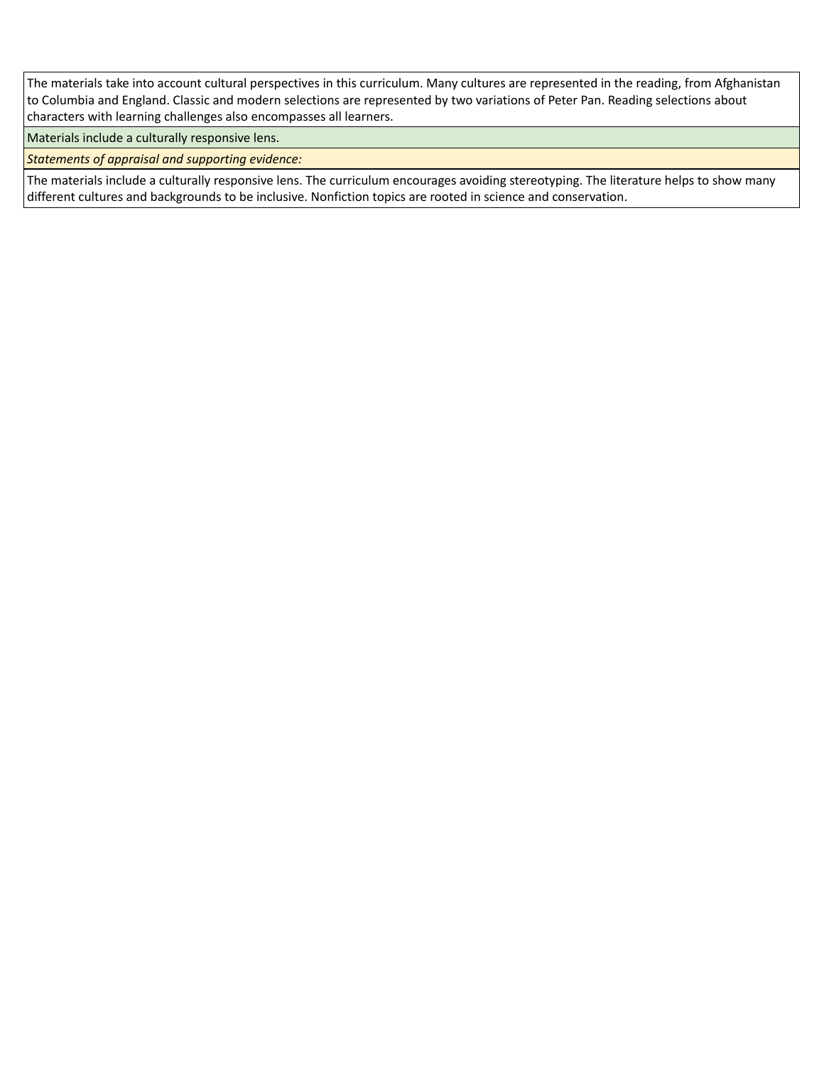The materials take into account cultural perspectives in this curriculum. Many cultures are represented in the reading, from Afghanistan to Columbia and England. Classic and modern selections are represented by two variations of Peter Pan. Reading selections about characters with learning challenges also encompasses all learners.

Materials include a culturally responsive lens.

*Statements of appraisal and supporting evidence:*

The materials include a culturally responsive lens. The curriculum encourages avoiding stereotyping. The literature helps to show many different cultures and backgrounds to be inclusive. Nonfiction topics are rooted in science and conservation.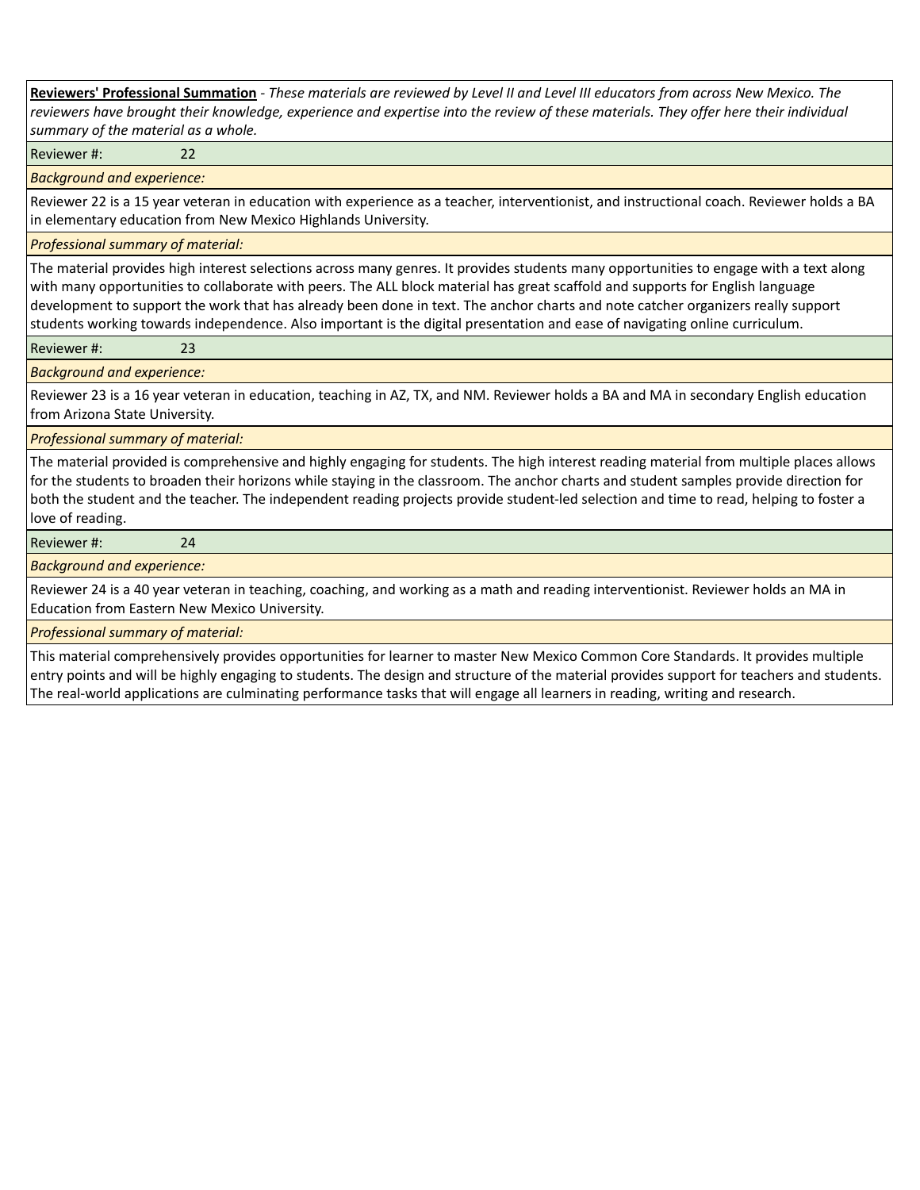**Reviewers' Professional Summation** - *These materials are reviewed by Level II and Level III educators from across New Mexico. The reviewers have brought their knowledge, experience and expertise into the review of these materials. They offer here their individual summary of the material as a whole.*

Reviewer #: 22

*Background and experience:*

Reviewer 22 is a 15 year veteran in education with experience as a teacher, interventionist, and instructional coach. Reviewer holds a BA in elementary education from New Mexico Highlands University.

*Professional summary of material:*

The material provides high interest selections across many genres. It provides students many opportunities to engage with a text along with many opportunities to collaborate with peers. The ALL block material has great scaffold and supports for English language development to support the work that has already been done in text. The anchor charts and note catcher organizers really support students working towards independence. Also important is the digital presentation and ease of navigating online curriculum.

Reviewer #: 23

*Background and experience:*

Reviewer 23 is a 16 year veteran in education, teaching in AZ, TX, and NM. Reviewer holds a BA and MA in secondary English education from Arizona State University.

*Professional summary of material:*

The material provided is comprehensive and highly engaging for students. The high interest reading material from multiple places allows for the students to broaden their horizons while staying in the classroom. The anchor charts and student samples provide direction for both the student and the teacher. The independent reading projects provide student-led selection and time to read, helping to foster a love of reading.

Reviewer #: 24

*Background and experience:*

Reviewer 24 is a 40 year veteran in teaching, coaching, and working as a math and reading interventionist. Reviewer holds an MA in Education from Eastern New Mexico University.

*Professional summary of material:*

This material comprehensively provides opportunities for learner to master New Mexico Common Core Standards. It provides multiple entry points and will be highly engaging to students. The design and structure of the material provides support for teachers and students. The real-world applications are culminating performance tasks that will engage all learners in reading, writing and research.